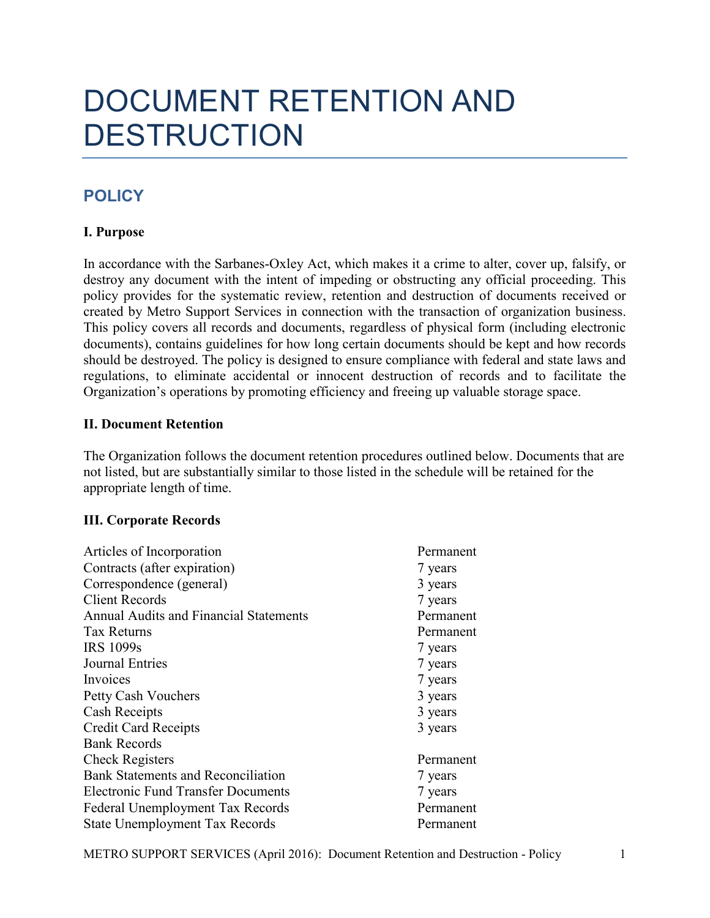# DOCUMENT RETENTION AND DESTRUCTION

## POLICY

### I. Purpose

In accordance with the Sarbanes-Oxley Act, which makes it a crime to alter, cover up, falsify, or destroy any document with the intent of impeding or obstructing any official proceeding. This policy provides for the systematic review, retention and destruction of documents received or created by Metro Support Services in connection with the transaction of organization business. This policy covers all records and documents, regardless of physical form (including electronic documents), contains guidelines for how long certain documents should be kept and how records should be destroyed. The policy is designed to ensure compliance with federal and state laws and regulations, to eliminate accidental or innocent destruction of records and to facilitate the Organization's operations by promoting efficiency and freeing up valuable storage space.

### II. Document Retention

The Organization follows the document retention procedures outlined below. Documents that are not listed, but are substantially similar to those listed in the schedule will be retained for the appropriate length of time.

### III. Corporate Records

| | |
|---|---|
| Articles of Incorporation | Permanent |
| Contracts (after expiration) | 7 years |
| Correspondence (general) | 3 years |
| Client Records | 7 years |
| Annual Audits and Financial Statements | Permanent |
| Tax Returns | Permanent |
| IRS 1099s | 7 years |
| Journal Entries | 7 years |
| Invoices | 7 years |
| Petty Cash Vouchers | 3 years |
| Cash Receipts | 3 years |
| Credit Card Receipts | 3 years |
| Bank Records | |
| Check Registers | Permanent |
| Bank Statements and Reconciliation | 7 years |
| Electronic Fund Transfer Documents | 7 years |
| Federal Unemployment Tax Records | Permanent |
| State Unemployment Tax Records | Permanent |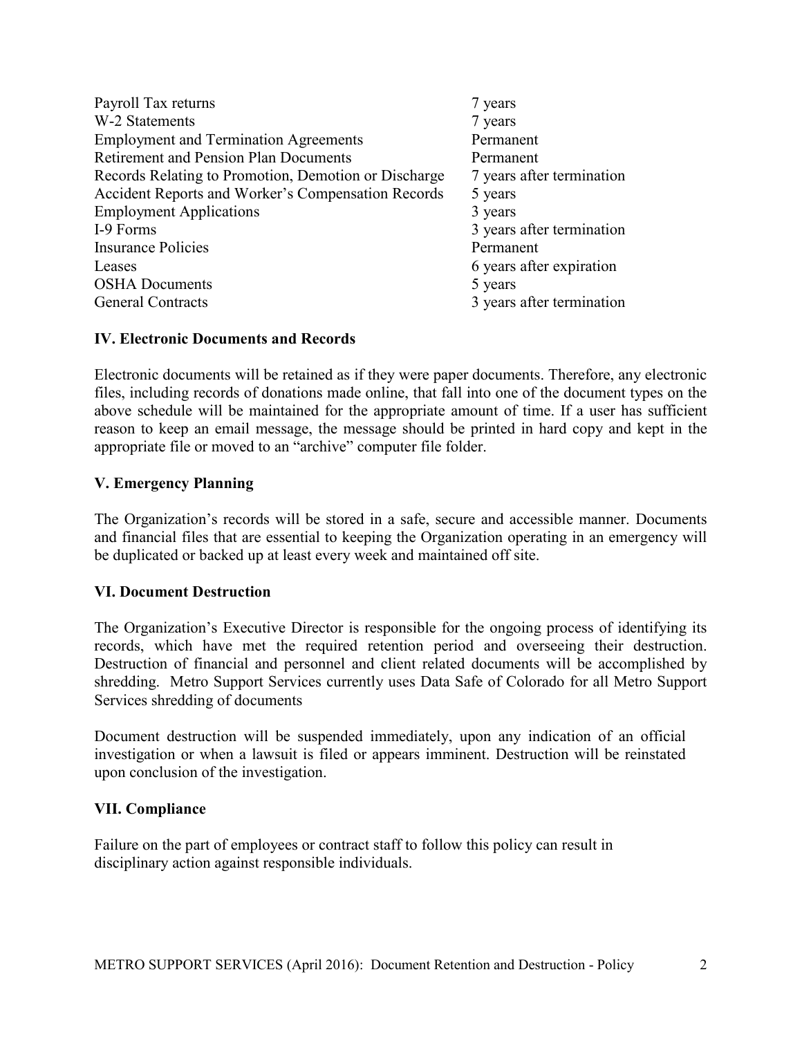| | |
|---|---|
| Payroll Tax returns | 7 years |
| W-2 Statements | 7 years |
| Employment and Termination Agreements | Permanent |
| Retirement and Pension Plan Documents | Permanent |
| Records Relating to Promotion, Demotion or Discharge | 7 years after termination |
| Accident Reports and Worker's Compensation Records | 5 years |
| Employment Applications | 3 years |
| I-9 Forms | 3 years after termination |
| Insurance Policies | Permanent |
| Leases | 6 years after expiration |
| OSHA Documents | 5 years |
| General Contracts | 3 years after termination |

**IV. Electronic Documents and Records**

Electronic documents will be retained as if they were paper documents. Therefore, any electronic files, including records of donations made online, that fall into one of the document types on the above schedule will be maintained for the appropriate amount of time. If a user has sufficient reason to keep an email message, the message should be printed in hard copy and kept in the appropriate file or moved to an "archive" computer file folder.

**V. Emergency Planning**

The Organization's records will be stored in a safe, secure and accessible manner. Documents and financial files that are essential to keeping the Organization operating in an emergency will be duplicated or backed up at least every week and maintained off site.

**VI. Document Destruction**

The Organization's Executive Director is responsible for the ongoing process of identifying its records, which have met the required retention period and overseeing their destruction. Destruction of financial and personnel and client related documents will be accomplished by shredding. Metro Support Services currently uses Data Safe of Colorado for all Metro Support Services shredding of documents

Document destruction will be suspended immediately, upon any indication of an official investigation or when a lawsuit is filed or appears imminent. Destruction will be reinstated upon conclusion of the investigation.

**VII. Compliance**

Failure on the part of employees or contract staff to follow this policy can result in disciplinary action against responsible individuals.